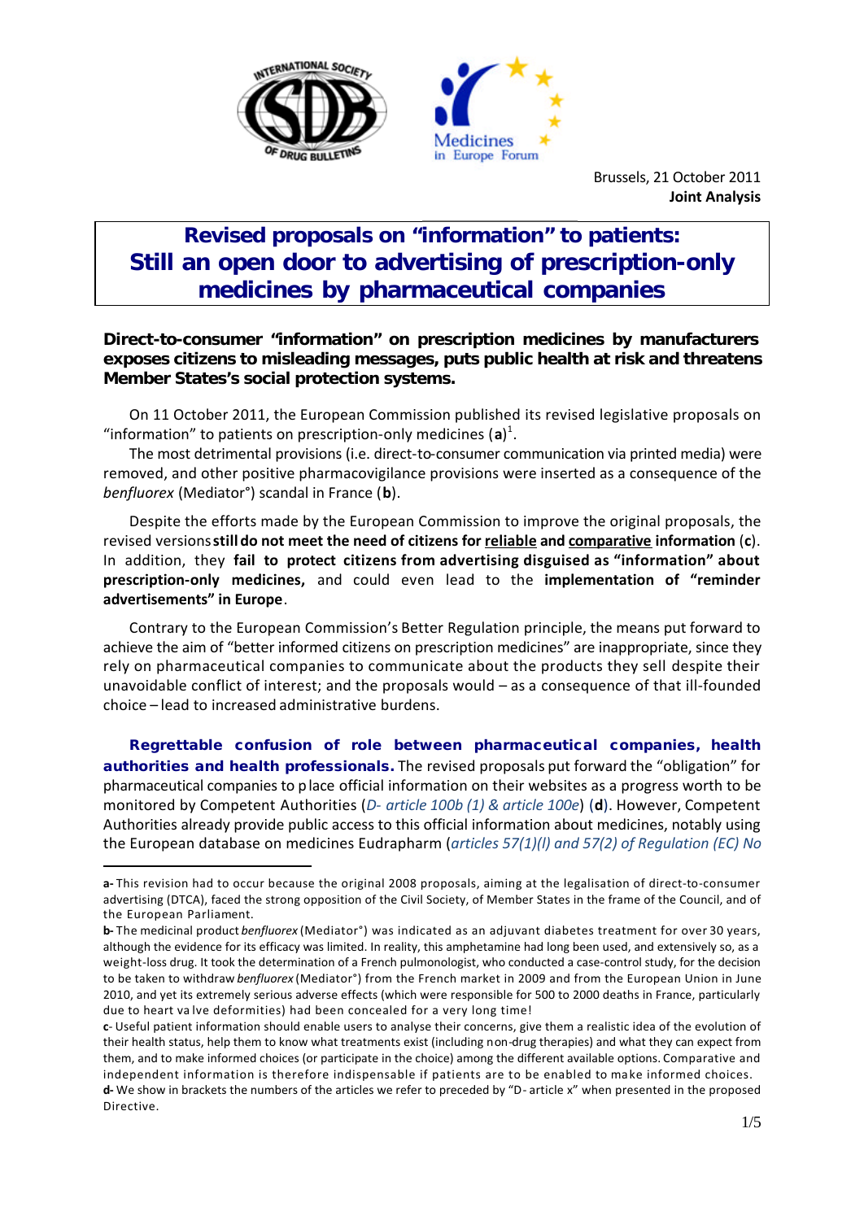Brussels, 21 October 2011
**Joint Analysis**

# Revised proposals on "information" to patients: Still an open door to advertising of prescription-only medicines by pharmaceutical companies

**Direct-to-consumer "information" on prescription medicines by manufacturers exposes citizens to misleading messages, puts public health at risk and threatens Member States's social protection systems.**

On 11 October 2011, the European Commission published its revised legislative proposals on "information" to patients on prescription-only medicines (**a**)[1].

The most detrimental provisions (i.e. direct-to-consumer communication via printed media) were removed, and other positive pharmacovigilance provisions were inserted as a consequence of the *benfluorex* (Mediator°) scandal in France (**b**).

Despite the efforts made by the European Commission to improve the original proposals, the revised versions **still do not meet the need of citizens for <u>reliable</u> and <u>comparative</u> information** (**c**). In addition, they **fail to protect citizens from advertising disguised as "information" about prescription-only medicines,** and could even lead to the **implementation of "reminder advertisements" in Europe**.

Contrary to the European Commission's Better Regulation principle, the means put forward to achieve the aim of "better informed citizens on prescription medicines" are inappropriate, since they rely on pharmaceutical companies to communicate about the products they sell despite their unavoidable conflict of interest; and the proposals would – as a consequence of that ill-founded choice – lead to increased administrative burdens.

**Regrettable confusion of role between pharmaceutical companies, health authorities and health professionals.** The revised proposals put forward the "obligation" for pharmaceutical companies to place official information on their websites as a progress worth to be monitored by Competent Authorities (*D- article 100b (1) & article 100e*) (**d**). However, Competent Authorities already provide public access to this official information about medicines, notably using the European database on medicines Eudrapharm (*articles 57(1)(l) and 57(2) of Regulation (EC) No*

---

**a-** This revision had to occur because the original 2008 proposals, aiming at the legalisation of direct-to-consumer advertising (DTCA), faced the strong opposition of the Civil Society, of Member States in the frame of the Council, and of the European Parliament.

**b-** The medicinal product *benfluorex* (Mediator°) was indicated as an adjuvant diabetes treatment for over 30 years, although the evidence for its efficacy was limited. In reality, this amphetamine had long been used, and extensively so, as a weight-loss drug. It took the determination of a French pulmonologist, who conducted a case-control study, for the decision to be taken to withdraw *benfluorex* (Mediator°) from the French market in 2009 and from the European Union in June 2010, and yet its extremely serious adverse effects (which were responsible for 500 to 2000 deaths in France, particularly due to heart valve deformities) had been concealed for a very long time!

**c**- Useful patient information should enable users to analyse their concerns, give them a realistic idea of the evolution of their health status, help them to know what treatments exist (including non-drug therapies) and what they can expect from them, and to make informed choices (or participate in the choice) among the different available options. Comparative and independent information is therefore indispensable if patients are to be enabled to make informed choices.

**d-** We show in brackets the numbers of the articles we refer to preceded by "D- article x" when presented in the proposed Directive.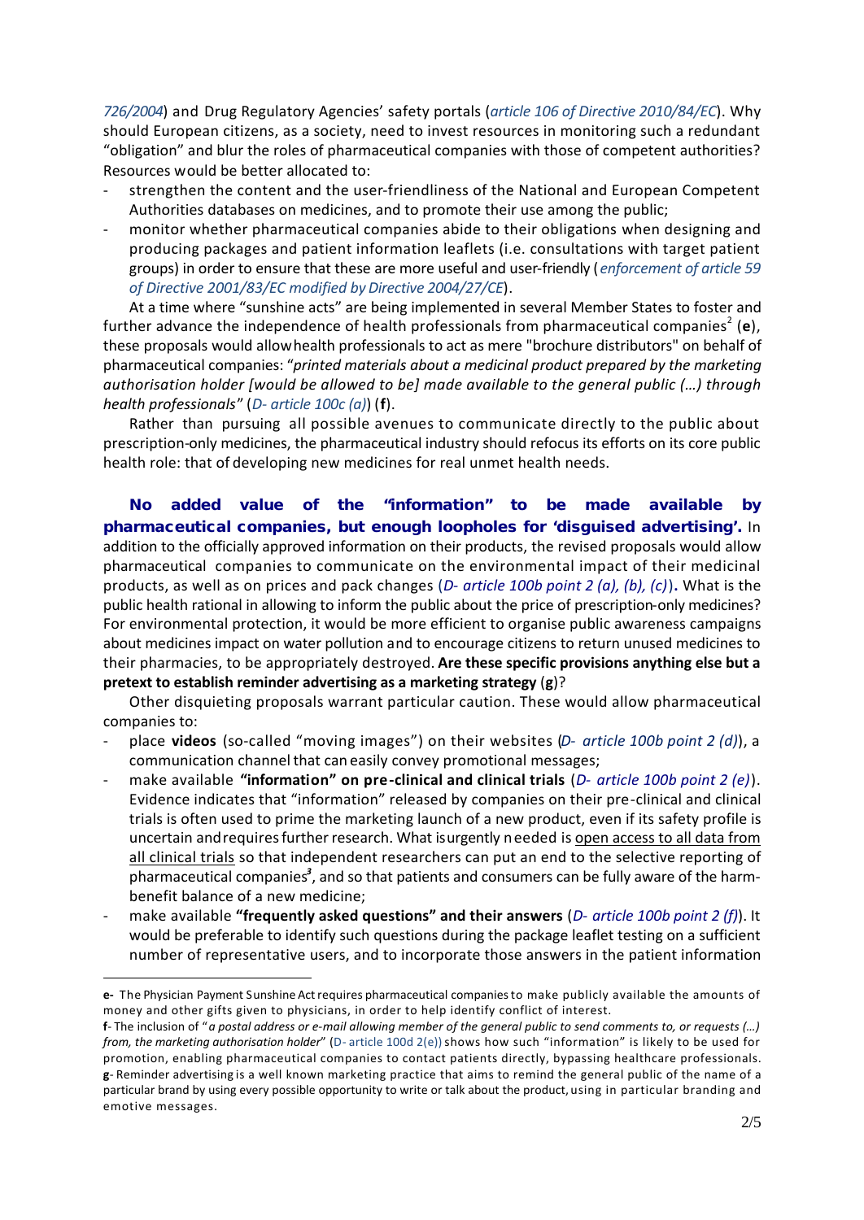*726/2004*) and Drug Regulatory Agencies' safety portals (*article 106 of Directive 2010/84/EC*). Why should European citizens, as a society, need to invest resources in monitoring such a redundant "obligation" and blur the roles of pharmaceutical companies with those of competent authorities? Resources would be better allocated to:

- strengthen the content and the user-friendliness of the National and European Competent Authorities databases on medicines, and to promote their use among the public;
- monitor whether pharmaceutical companies abide to their obligations when designing and producing packages and patient information leaflets (i.e. consultations with target patient groups) in order to ensure that these are more useful and user-friendly (*enforcement of article 59 of Directive 2001/83/EC modified by Directive 2004/27/CE*).

At a time where "sunshine acts" are being implemented in several Member States to foster and further advance the independence of health professionals from pharmaceutical companies[2] (**e**), these proposals would allow health professionals to act as mere "brochure distributors" on behalf of pharmaceutical companies: "*printed materials about a medicinal product prepared by the marketing authorisation holder [would be allowed to be] made available to the general public (…) through health professionals*" (*D- article 100c (a)*) (**f**).

Rather than pursuing all possible avenues to communicate directly to the public about prescription-only medicines, the pharmaceutical industry should refocus its efforts on its core public health role: that of developing new medicines for real unmet health needs.

**No added value of the "information" to be made available by pharmaceutical companies, but enough loopholes for 'disguised advertising'.** In addition to the officially approved information on their products, the revised proposals would allow pharmaceutical companies to communicate on the environmental impact of their medicinal products, as well as on prices and pack changes (*D- article 100b point 2 (a), (b), (c)*)**.** What is the public health rational in allowing to inform the public about the price of prescription-only medicines? For environmental protection, it would be more efficient to organise public awareness campaigns about medicines impact on water pollution and to encourage citizens to return unused medicines to their pharmacies, to be appropriately destroyed. **Are these specific provisions anything else but a pretext to establish reminder advertising as a marketing strategy** (**g**)?

Other disquieting proposals warrant particular caution. These would allow pharmaceutical companies to:

- place **videos** (so-called "moving images") on their websites (*D- article 100b point 2 (d)*), a communication channel that can easily convey promotional messages;
- make available **"information" on pre-clinical and clinical trials** (*D- article 100b point 2 (e)*). Evidence indicates that "information" released by companies on their pre-clinical and clinical trials is often used to prime the marketing launch of a new product, even if its safety profile is uncertain and requires further research. What is urgently needed is <u>open access to all data from all clinical trials</u> so that independent researchers can put an end to the selective reporting of pharmaceutical companies[3], and so that patients and consumers can be fully aware of the harm-benefit balance of a new medicine;
- make available **"frequently asked questions" and their answers** (*D- article 100b point 2 (f)*). It would be preferable to identify such questions during the package leaflet testing on a sufficient number of representative users, and to incorporate those answers in the patient information

---

**e-** The Physician Payment Sunshine Act requires pharmaceutical companies to make publicly available the amounts of money and other gifts given to physicians, in order to help identify conflict of interest.

**f**- The inclusion of "*a postal address or e-mail allowing member of the general public to send comments to, or requests (…) from, the marketing authorisation holder*" (D- article 100d 2(e)) shows how such "information" is likely to be used for promotion, enabling pharmaceutical companies to contact patients directly, bypassing healthcare professionals.

**g**- Reminder advertising is a well known marketing practice that aims to remind the general public of the name of a particular brand by using every possible opportunity to write or talk about the product, using in particular branding and emotive messages.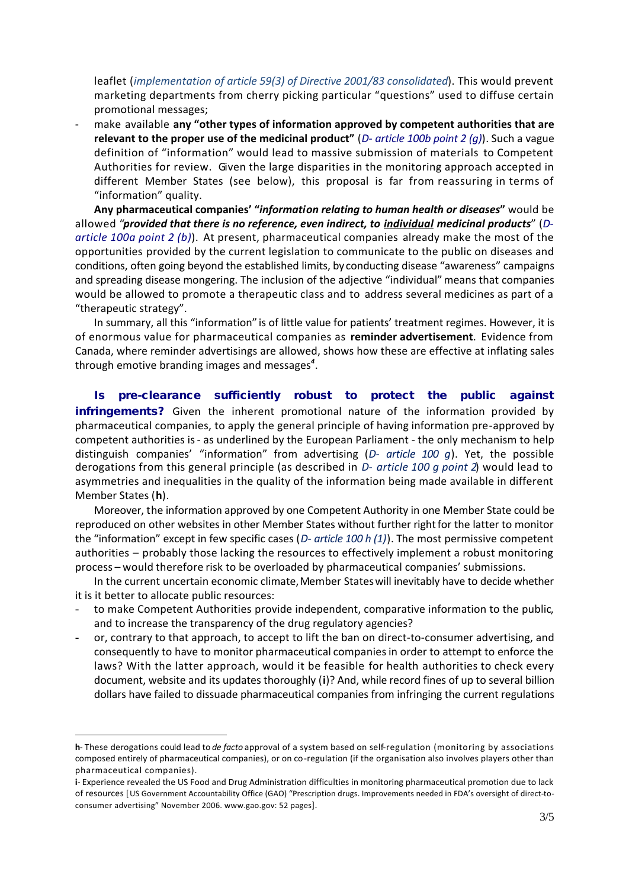leaflet (*implementation of article 59(3) of Directive 2001/83 consolidated*). This would prevent marketing departments from cherry picking particular "questions" used to diffuse certain promotional messages;

- make available **any "other types of information approved by competent authorities that are relevant to the proper use of the medicinal product"** (*D- article 100b point 2 (g)*). Such a vague definition of "information" would lead to massive submission of materials to Competent Authorities for review. Given the large disparities in the monitoring approach accepted in different Member States (see below), this proposal is far from reassuring in terms of "information" quality.

**Any pharmaceutical companies' "*information relating to human health or diseases*"** would be allowed "***provided that there is no reference, even indirect, to <u>individual</u> medicinal products***" (*D- article 100a point 2 (b)*). At present, pharmaceutical companies already make the most of the opportunities provided by the current legislation to communicate to the public on diseases and conditions, often going beyond the established limits, by conducting disease "awareness" campaigns and spreading disease mongering. The inclusion of the adjective "individual" means that companies would be allowed to promote a therapeutic class and to address several medicines as part of a "therapeutic strategy".

In summary, all this "information" is of little value for patients' treatment regimes. However, it is of enormous value for pharmaceutical companies as **reminder advertisement**. Evidence from Canada, where reminder advertisings are allowed, shows how these are effective at inflating sales through emotive branding images and messages[4].

**Is pre-clearance sufficiently robust to protect the public against infringements?** Given the inherent promotional nature of the information provided by pharmaceutical companies, to apply the general principle of having information pre-approved by competent authorities is - as underlined by the European Parliament - the only mechanism to help distinguish companies' "information" from advertising (*D- article 100 g*). Yet, the possible derogations from this general principle (as described in *D- article 100 g point 2*) would lead to asymmetries and inequalities in the quality of the information being made available in different Member States (**h**).

Moreover, the information approved by one Competent Authority in one Member State could be reproduced on other websites in other Member States without further right for the latter to monitor the "information" except in few specific cases (*D- article 100 h (1)*). The most permissive competent authorities – probably those lacking the resources to effectively implement a robust monitoring process – would therefore risk to be overloaded by pharmaceutical companies' submissions.

In the current uncertain economic climate, Member States will inevitably have to decide whether it is it better to allocate public resources:

- to make Competent Authorities provide independent, comparative information to the public, and to increase the transparency of the drug regulatory agencies?
- or, contrary to that approach, to accept to lift the ban on direct-to-consumer advertising, and consequently to have to monitor pharmaceutical companies in order to attempt to enforce the laws? With the latter approach, would it be feasible for health authorities to check every document, website and its updates thoroughly (**i**)? And, while record fines of up to several billion dollars have failed to dissuade pharmaceutical companies from infringing the current regulations

---

**h**- These derogations could lead to *de facto* approval of a system based on self-regulation (monitoring by associations composed entirely of pharmaceutical companies), or on co-regulation (if the organisation also involves players other than pharmaceutical companies).

**i**- Experience revealed the US Food and Drug Administration difficulties in monitoring pharmaceutical promotion due to lack of resources [US Government Accountability Office (GAO) "Prescription drugs. Improvements needed in FDA's oversight of direct-to-consumer advertising" November 2006. www.gao.gov: 52 pages].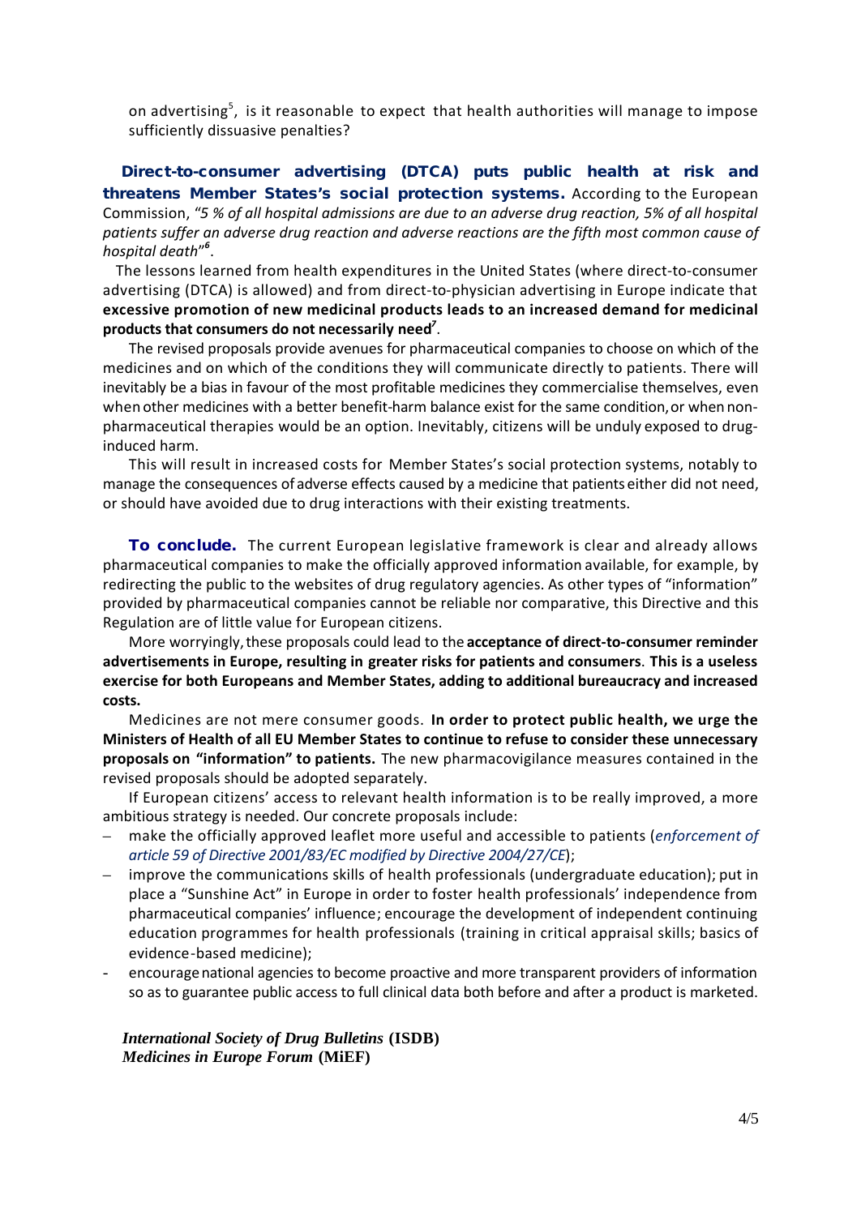on advertising[5], is it reasonable to expect that health authorities will manage to impose sufficiently dissuasive penalties?

**Direct-to-consumer advertising (DTCA) puts public health at risk and threatens Member States's social protection systems.** According to the European Commission, "*5 % of all hospital admissions are due to an adverse drug reaction, 5% of all hospital patients suffer an adverse drug reaction and adverse reactions are the fifth most common cause of hospital death*"[6].

The lessons learned from health expenditures in the United States (where direct-to-consumer advertising (DTCA) is allowed) and from direct-to-physician advertising in Europe indicate that **excessive promotion of new medicinal products leads to an increased demand for medicinal products that consumers do not necessarily need**[7].

The revised proposals provide avenues for pharmaceutical companies to choose on which of the medicines and on which of the conditions they will communicate directly to patients. There will inevitably be a bias in favour of the most profitable medicines they commercialise themselves, even when other medicines with a better benefit-harm balance exist for the same condition, or when non-pharmaceutical therapies would be an option. Inevitably, citizens will be unduly exposed to drug-induced harm.

This will result in increased costs for Member States's social protection systems, notably to manage the consequences of adverse effects caused by a medicine that patients either did not need, or should have avoided due to drug interactions with their existing treatments.

**To conclude.** The current European legislative framework is clear and already allows pharmaceutical companies to make the officially approved information available, for example, by redirecting the public to the websites of drug regulatory agencies. As other types of "information" provided by pharmaceutical companies cannot be reliable nor comparative, this Directive and this Regulation are of little value for European citizens.

More worryingly, these proposals could lead to the **acceptance of direct-to-consumer reminder advertisements in Europe, resulting in greater risks for patients and consumers**. **This is a useless exercise for both Europeans and Member States, adding to additional bureaucracy and increased costs.**

Medicines are not mere consumer goods. **In order to protect public health, we urge the Ministers of Health of all EU Member States to continue to refuse to consider these unnecessary proposals on "information" to patients.** The new pharmacovigilance measures contained in the revised proposals should be adopted separately.

If European citizens' access to relevant health information is to be really improved, a more ambitious strategy is needed. Our concrete proposals include:

- make the officially approved leaflet more useful and accessible to patients (*enforcement of article 59 of Directive 2001/83/EC modified by Directive 2004/27/CE*);
- improve the communications skills of health professionals (undergraduate education); put in place a "Sunshine Act" in Europe in order to foster health professionals' independence from pharmaceutical companies' influence; encourage the development of independent continuing education programmes for health professionals (training in critical appraisal skills; basics of evidence-based medicine);
- encourage national agencies to become proactive and more transparent providers of information so as to guarantee public access to full clinical data both before and after a product is marketed.

***International Society of Drug Bulletins* (ISDB)**
***Medicines in Europe Forum* (MiEF)**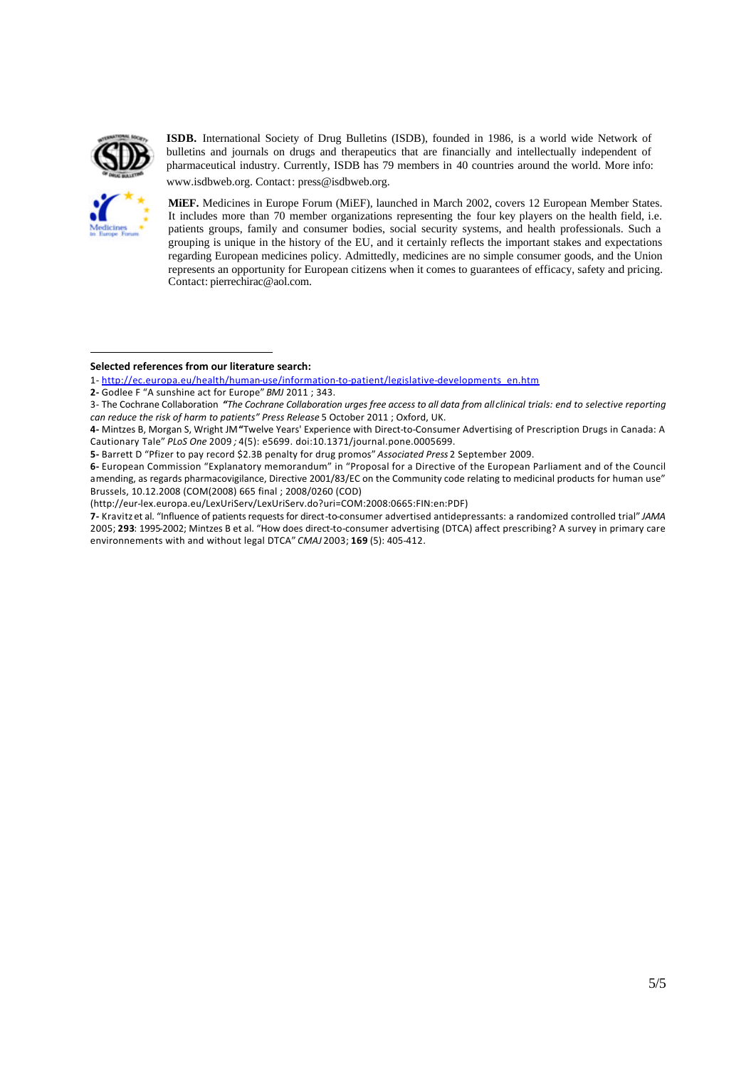**ISDB.** International Society of Drug Bulletins (ISDB), founded in 1986, is a world wide Network of bulletins and journals on drugs and therapeutics that are financially and intellectually independent of pharmaceutical industry. Currently, ISDB has 79 members in 40 countries around the world. More info: www.isdbweb.org. Contact: press@isdbweb.org.

**MiEF.** Medicines in Europe Forum (MiEF), launched in March 2002, covers 12 European Member States. It includes more than 70 member organizations representing the four key players on the health field, i.e. patients groups, family and consumer bodies, social security systems, and health professionals. Such a grouping is unique in the history of the EU, and it certainly reflects the important stakes and expectations regarding European medicines policy. Admittedly, medicines are no simple consumer goods, and the Union represents an opportunity for European citizens when it comes to guarantees of efficacy, safety and pricing. Contact: pierrechirac@aol.com.

---

**Selected references from our literature search:**

1- http://ec.europa.eu/health/human-use/information-to-patient/legislative-developments_en.htm

**2-** Godlee F "A sunshine act for Europe" *BMJ* 2011 ; 343.

3- The Cochrane Collaboration ***"****The Cochrane Collaboration urges free access to all data from all clinical trials: end to selective reporting can reduce the risk of harm to patients" Press Release* 5 October 2011 ; Oxford, UK.

**4-** Mintzes B, Morgan S, Wright JM **"**Twelve Years' Experience with Direct-to-Consumer Advertising of Prescription Drugs in Canada: A Cautionary Tale" *PLoS One* 2009 *;* 4(5): e5699. doi:10.1371/journal.pone.0005699.

**5-** Barrett D "Pfizer to pay record $2.3B penalty for drug promos" *Associated Press* 2 September 2009.

**6-** European Commission "Explanatory memorandum" in "Proposal for a Directive of the European Parliament and of the Council amending, as regards pharmacovigilance, Directive 2001/83/EC on the Community code relating to medicinal products for human use" Brussels, 10.12.2008 (COM(2008) 665 final ; 2008/0260 (COD)
(http://eur-lex.europa.eu/LexUriServ/LexUriServ.do?uri=COM:2008:0665:FIN:en:PDF)

**7-** Kravitz et al. "Influence of patients requests for direct-to-consumer advertised antidepressants: a randomized controlled trial" *JAMA* 2005; **293**: 1995-2002; Mintzes B et al. "How does direct-to-consumer advertising (DTCA) affect prescribing? A survey in primary care environnements with and without legal DTCA" *CMAJ* 2003; **169** (5): 405-412.